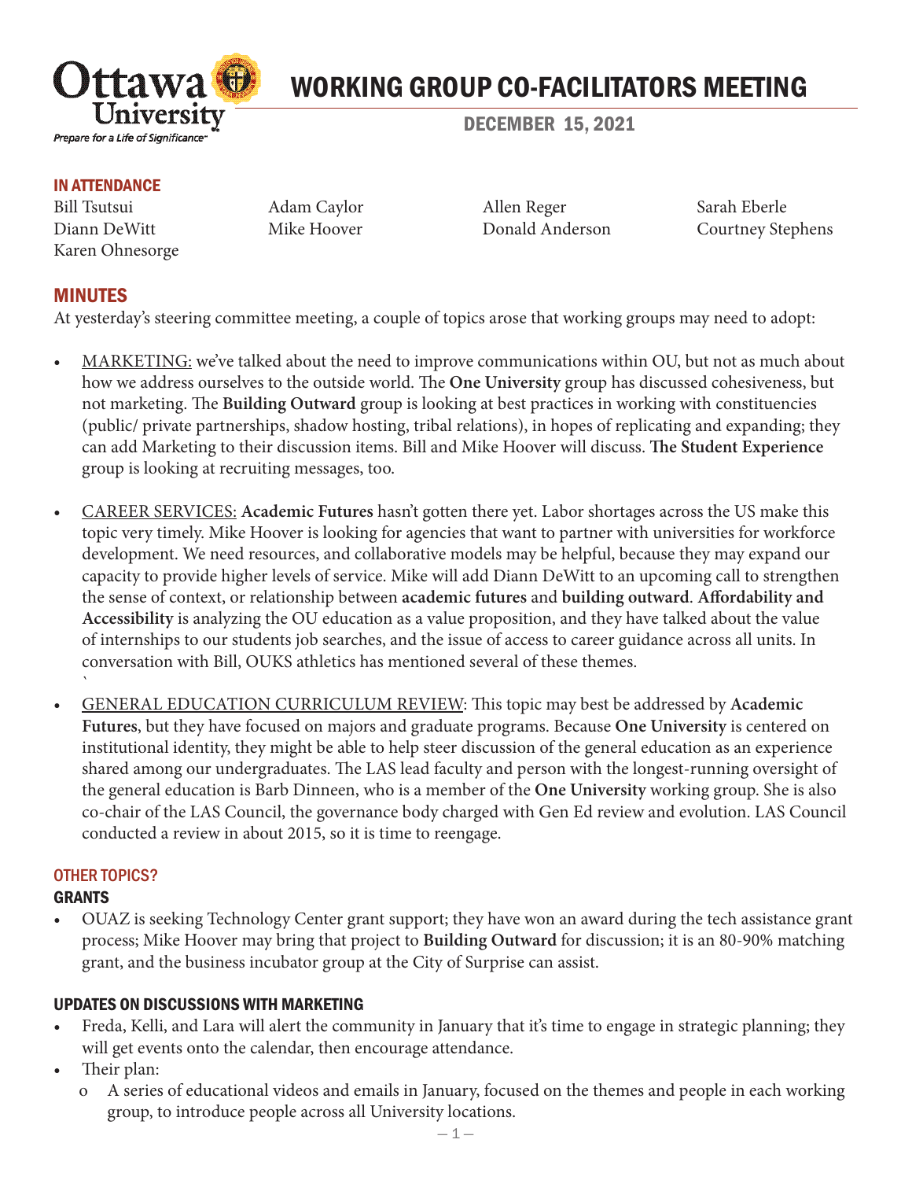# WORKING GROUP CO-FACILITATORS MEETING

## DECEMBER 15, 2021

### IN ATTENDANCE

Bill Tsutsui
Diann DeWitt
Karen Ohnesorge
Adam Caylor
Mike Hoover
Allen Reger
Donald Anderson
Sarah Eberle
Courtney Stephens

## MINUTES

At yesterday's steering committee meeting, a couple of topics arose that working groups may need to adopt:

- MARKETING: we've talked about the need to improve communications within OU, but not as much about how we address ourselves to the outside world. The **One University** group has discussed cohesiveness, but not marketing. The **Building Outward** group is looking at best practices in working with constituencies (public/ private partnerships, shadow hosting, tribal relations), in hopes of replicating and expanding; they can add Marketing to their discussion items. Bill and Mike Hoover will discuss. **The Student Experience** group is looking at recruiting messages, too.

- CAREER SERVICES: **Academic Futures** hasn't gotten there yet. Labor shortages across the US make this topic very timely. Mike Hoover is looking for agencies that want to partner with universities for workforce development. We need resources, and collaborative models may be helpful, because they may expand our capacity to provide higher levels of service. Mike will add Diann DeWitt to an upcoming call to strengthen the sense of context, or relationship between **academic futures** and **building outward**. **Affordability and Accessibility** is analyzing the OU education as a value proposition, and they have talked about the value of internships to our students job searches, and the issue of access to career guidance across all units. In conversation with Bill, OUKS athletics has mentioned several of these themes.
`
- GENERAL EDUCATION CURRICULUM REVIEW: This topic may best be addressed by **Academic Futures**, but they have focused on majors and graduate programs. Because **One University** is centered on institutional identity, they might be able to help steer discussion of the general education as an experience shared among our undergraduates. The LAS lead faculty and person with the longest-running oversight of the general education is Barb Dinneen, who is a member of the **One University** working group. She is also co-chair of the LAS Council, the governance body charged with Gen Ed review and evolution. LAS Council conducted a review in about 2015, so it is time to reengage.

### OTHER TOPICS?

#### GRANTS

- OUAZ is seeking Technology Center grant support; they have won an award during the tech assistance grant process; Mike Hoover may bring that project to **Building Outward** for discussion; it is an 80-90% matching grant, and the business incubator group at the City of Surprise can assist.

#### UPDATES ON DISCUSSIONS WITH MARKETING

- Freda, Kelli, and Lara will alert the community in January that it's time to engage in strategic planning; they will get events onto the calendar, then encourage attendance.
- Their plan:
  - A series of educational videos and emails in January, focused on the themes and people in each working group, to introduce people across all University locations.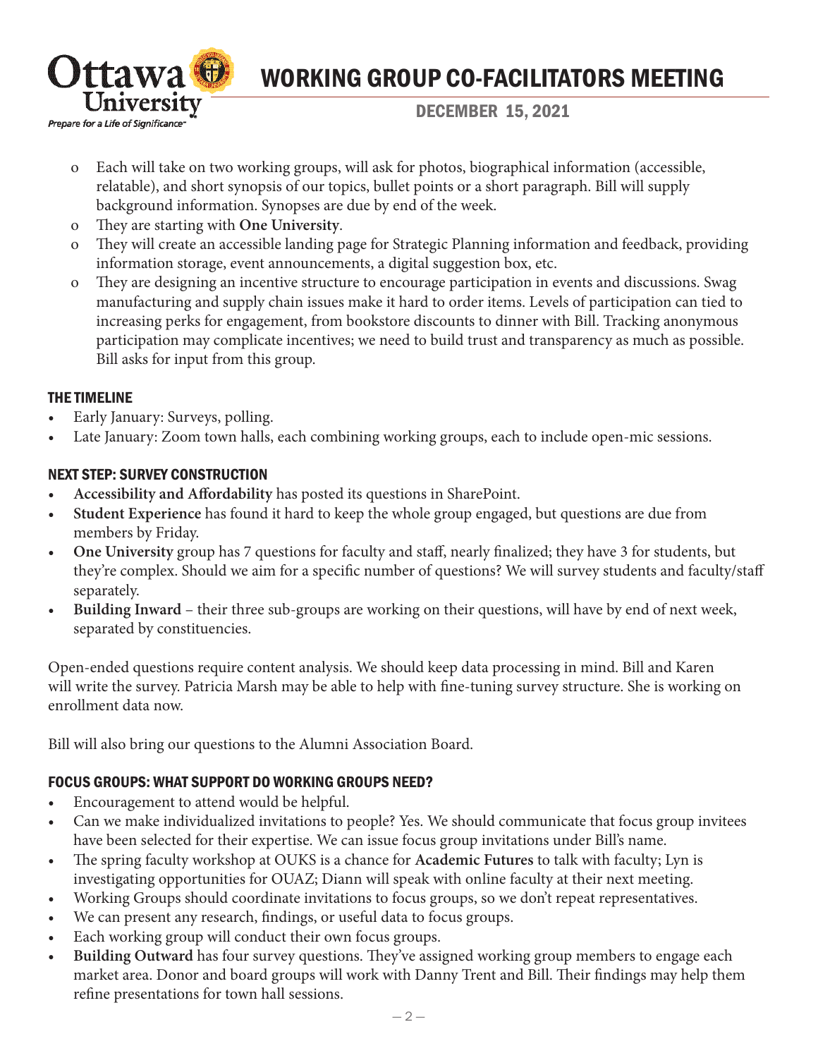- Each will take on two working groups, will ask for photos, biographical information (accessible, relatable), and short synopsis of our topics, bullet points or a short paragraph. Bill will supply background information. Synopses are due by end of the week.
- They are starting with **One University**.
- They will create an accessible landing page for Strategic Planning information and feedback, providing information storage, event announcements, a digital suggestion box, etc.
- They are designing an incentive structure to encourage participation in events and discussions. Swag manufacturing and supply chain issues make it hard to order items. Levels of participation can tied to increasing perks for engagement, from bookstore discounts to dinner with Bill. Tracking anonymous participation may complicate incentives; we need to build trust and transparency as much as possible. Bill asks for input from this group.

## THE TIMELINE

- Early January: Surveys, polling.
- Late January: Zoom town halls, each combining working groups, each to include open-mic sessions.

## NEXT STEP: SURVEY CONSTRUCTION

- **Accessibility and Affordability** has posted its questions in SharePoint.
- **Student Experience** has found it hard to keep the whole group engaged, but questions are due from members by Friday.
- **One University** group has 7 questions for faculty and staff, nearly finalized; they have 3 for students, but they're complex. Should we aim for a specific number of questions? We will survey students and faculty/staff separately.
- **Building Inward** – their three sub-groups are working on their questions, will have by end of next week, separated by constituencies.

Open-ended questions require content analysis. We should keep data processing in mind. Bill and Karen will write the survey. Patricia Marsh may be able to help with fine-tuning survey structure. She is working on enrollment data now.

Bill will also bring our questions to the Alumni Association Board.

## FOCUS GROUPS: WHAT SUPPORT DO WORKING GROUPS NEED?

- Encouragement to attend would be helpful.
- Can we make individualized invitations to people? Yes. We should communicate that focus group invitees have been selected for their expertise. We can issue focus group invitations under Bill's name.
- The spring faculty workshop at OUKS is a chance for **Academic Futures** to talk with faculty; Lyn is investigating opportunities for OUAZ; Diann will speak with online faculty at their next meeting.
- Working Groups should coordinate invitations to focus groups, so we don't repeat representatives.
- We can present any research, findings, or useful data to focus groups.
- Each working group will conduct their own focus groups.
- **Building Outward** has four survey questions. They've assigned working group members to engage each market area. Donor and board groups will work with Danny Trent and Bill. Their findings may help them refine presentations for town hall sessions.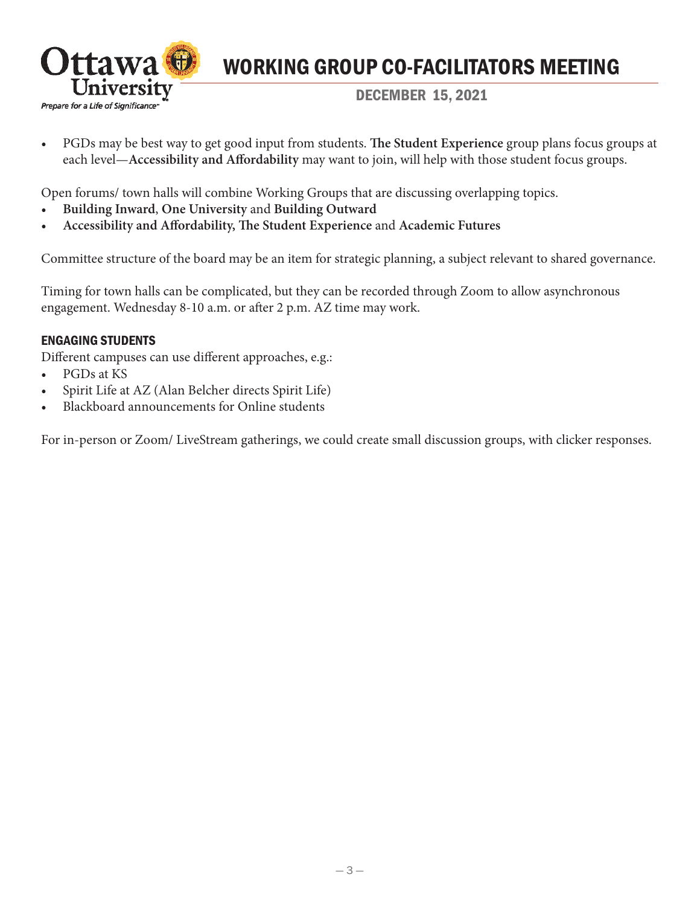- PGDs may be best way to get good input from students. **The Student Experience** group plans focus groups at each level—**Accessibility and Affordability** may want to join, will help with those student focus groups.

Open forums/ town halls will combine Working Groups that are discussing overlapping topics.

- **Building Inward**, **One University** and **Building Outward**
- **Accessibility and Affordability, The Student Experience** and **Academic Futures**

Committee structure of the board may be an item for strategic planning, a subject relevant to shared governance.

Timing for town halls can be complicated, but they can be recorded through Zoom to allow asynchronous engagement. Wednesday 8-10 a.m. or after 2 p.m. AZ time may work.

### ENGAGING STUDENTS

Different campuses can use different approaches, e.g.:

- PGDs at KS
- Spirit Life at AZ (Alan Belcher directs Spirit Life)
- Blackboard announcements for Online students

For in-person or Zoom/ LiveStream gatherings, we could create small discussion groups, with clicker responses.